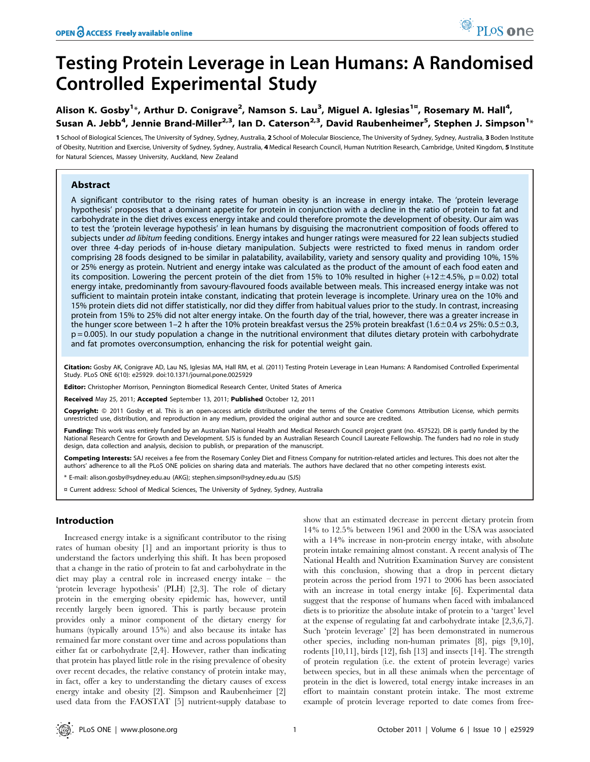# Testing Protein Leverage in Lean Humans: A Randomised Controlled Experimental Study

**Alison K. Gosby[1]\*, Arthur D. Conigrave[2], Namson S. Lau[3], Miguel A. Iglesias[1¤], Rosemary M. Hall[4], Susan A. Jebb[4], Jennie Brand-Miller[2,3], Ian D. Caterson[2,3], David Raubenheimer[5], Stephen J. Simpson[1]\***

1 School of Biological Sciences, The University of Sydney, Sydney, Australia, 2 School of Molecular Bioscience, The University of Sydney, Sydney, Australia, 3 Boden Institute of Obesity, Nutrition and Exercise, University of Sydney, Sydney, Australia, 4 Medical Research Council, Human Nutrition Research, Cambridge, United Kingdom, 5 Institute for Natural Sciences, Massey University, Auckland, New Zealand

## Abstract

A significant contributor to the rising rates of human obesity is an increase in energy intake. The 'protein leverage hypothesis' proposes that a dominant appetite for protein in conjunction with a decline in the ratio of protein to fat and carbohydrate in the diet drives excess energy intake and could therefore promote the development of obesity. Our aim was to test the 'protein leverage hypothesis' in lean humans by disguising the macronutrient composition of foods offered to subjects under *ad libitum* feeding conditions. Energy intakes and hunger ratings were measured for 22 lean subjects studied over three 4-day periods of in-house dietary manipulation. Subjects were restricted to fixed menus in random order comprising 28 foods designed to be similar in palatability, availability, variety and sensory quality and providing 10%, 15% or 25% energy as protein. Nutrient and energy intake was calculated as the product of the amount of each food eaten and its composition. Lowering the percent protein of the diet from 15% to 10% resulted in higher (+12±4.5%, $p = 0.02$) total energy intake, predominantly from savoury-flavoured foods available between meals. This increased energy intake was not sufficient to maintain protein intake constant, indicating that protein leverage is incomplete. Urinary urea on the 10% and 15% protein diets did not differ statistically, nor did they differ from habitual values prior to the study. In contrast, increasing protein from 15% to 25% did not alter energy intake. On the fourth day of the trial, however, there was a greater increase in the hunger score between 1–2 h after the 10% protein breakfast versus the 25% protein breakfast (1.6±0.4 *vs* 25%: 0.5±0.3, $p = 0.005$). In our study population a change in the nutritional environment that dilutes dietary protein with carbohydrate and fat promotes overconsumption, enhancing the risk for potential weight gain.

**Citation:** Gosby AK, Conigrave AD, Lau NS, Iglesias MA, Hall RM, et al. (2011) Testing Protein Leverage in Lean Humans: A Randomised Controlled Experimental Study. PLoS ONE 6(10): e25929. doi:10.1371/journal.pone.0025929

**Editor:** Christopher Morrison, Pennington Biomedical Research Center, United States of America

**Received** May 25, 2011; **Accepted** September 13, 2011; **Published** October 12, 2011

**Copyright:** © 2011 Gosby et al. This is an open-access article distributed under the terms of the Creative Commons Attribution License, which permits unrestricted use, distribution, and reproduction in any medium, provided the original author and source are credited.

**Funding:** This work was entirely funded by an Australian National Health and Medical Research Council project grant (no. 457522). DR is partly funded by the National Research Centre for Growth and Development. SJS is funded by an Australian Research Council Laureate Fellowship. The funders had no role in study design, data collection and analysis, decision to publish, or preparation of the manuscript.

**Competing Interests:** SAJ receives a fee from the Rosemary Conley Diet and Fitness Company for nutrition-related articles and lectures. This does not alter the authors' adherence to all the PLoS ONE policies on sharing data and materials. The authors have declared that no other competing interests exist.

\* E-mail: alison.gosby@sydney.edu.au (AKG); stephen.simpson@sydney.edu.au (SJS)

¤ Current address: School of Medical Sciences, The University of Sydney, Sydney, Australia

## Introduction

Increased energy intake is a significant contributor to the rising rates of human obesity [1] and an important priority is thus to understand the factors underlying this shift. It has been proposed that a change in the ratio of protein to fat and carbohydrate in the diet may play a central role in increased energy intake – the 'protein leverage hypothesis' (PLH) [2,3]. The role of dietary protein in the emerging obesity epidemic has, however, until recently largely been ignored. This is partly because protein provides only a minor component of the dietary energy for humans (typically around 15%) and also because its intake has remained far more constant over time and across populations than either fat or carbohydrate [2,4]. However, rather than indicating that protein has played little role in the rising prevalence of obesity over recent decades, the relative constancy of protein intake may, in fact, offer a key to understanding the dietary causes of excess energy intake and obesity [2]. Simpson and Raubenheimer [2] used data from the FAOSTAT [5] nutrient-supply database to show that an estimated decrease in percent dietary protein from 14% to 12.5% between 1961 and 2000 in the USA was associated with a 14% increase in non-protein energy intake, with absolute protein intake remaining almost constant. A recent analysis of The National Health and Nutrition Examination Survey are consistent with this conclusion, showing that a drop in percent dietary protein across the period from 1971 to 2006 has been associated with an increase in total energy intake [6]. Experimental data suggest that the response of humans when faced with imbalanced diets is to prioritize the absolute intake of protein to a 'target' level at the expense of regulating fat and carbohydrate intake [2,3,6,7]. Such 'protein leverage' [2] has been demonstrated in numerous other species, including non-human primates [8], pigs [9,10], rodents [10,11], birds [12], fish [13] and insects [14]. The strength of protein regulation (i.e. the extent of protein leverage) varies between species, but in all these animals when the percentage of protein in the diet is lowered, total energy intake increases in an effort to maintain constant protein intake. The most extreme example of protein leverage reported to date comes from free-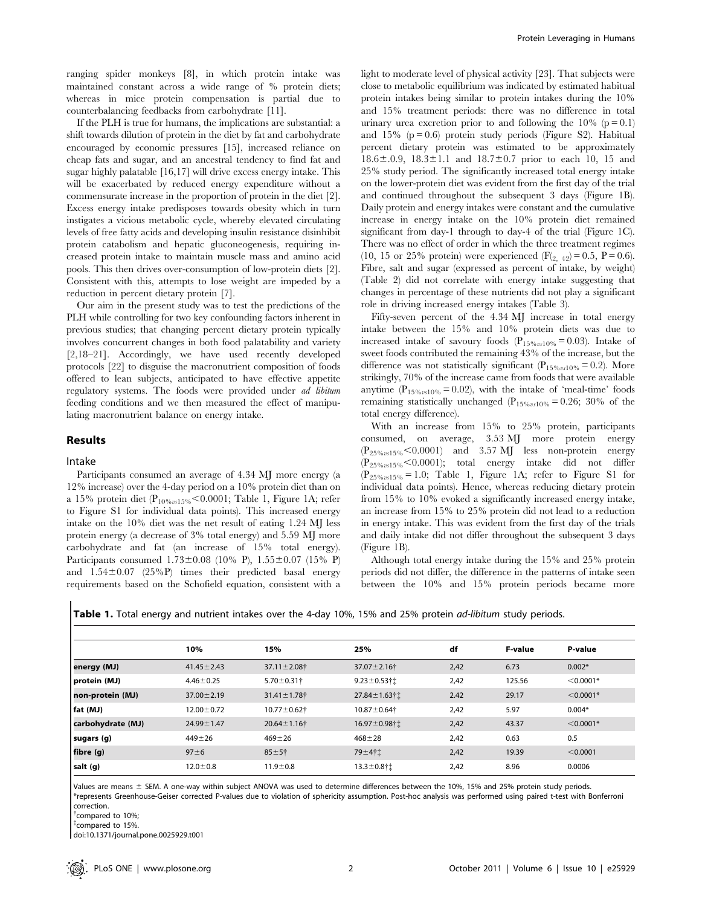ranging spider monkeys [8], in which protein intake was maintained constant across a wide range of % protein diets; whereas in mice protein compensation is partial due to counterbalancing feedbacks from carbohydrate [11].

If the PLH is true for humans, the implications are substantial: a shift towards dilution of protein in the diet by fat and carbohydrate encouraged by economic pressures [15], increased reliance on cheap fats and sugar, and an ancestral tendency to find fat and sugar highly palatable [16,17] will drive excess energy intake. This will be exacerbated by reduced energy expenditure without a commensurate increase in the proportion of protein in the diet [2]. Excess energy intake predisposes towards obesity which in turn instigates a vicious metabolic cycle, whereby elevated circulating levels of free fatty acids and developing insulin resistance disinhibit protein catabolism and hepatic gluconeogenesis, requiring increased protein intake to maintain muscle mass and amino acid pools. This then drives over-consumption of low-protein diets [2]. Consistent with this, attempts to lose weight are impeded by a reduction in percent dietary protein [7].

Our aim in the present study was to test the predictions of the PLH while controlling for two key confounding factors inherent in previous studies; that changing percent dietary protein typically involves concurrent changes in both food palatability and variety [2,18–21]. Accordingly, we have used recently developed protocols [22] to disguise the macronutrient composition of foods offered to lean subjects, anticipated to have effective appetite regulatory systems. The foods were provided under *ad libitum* feeding conditions and we then measured the effect of manipulating macronutrient balance on energy intake.

## Results

### Intake

Participants consumed an average of 4.34 MJ more energy (a 12% increase) over the 4-day period on a 10% protein diet than on a 15% protein diet ($P_{10\% vs 15\%}<0.0001$; Table 1, Figure 1A; refer to Figure S1 for individual data points). This increased energy intake on the 10% diet was the net result of eating 1.24 MJ less protein energy (a decrease of 3% total energy) and 5.59 MJ more carbohydrate and fat (an increase of 15% total energy). Participants consumed 1.73±0.08 (10% P), 1.55±0.07 (15% P) and 1.54±0.07 (25%P) times their predicted basal energy requirements based on the Schofield equation, consistent with a light to moderate level of physical activity [23]. That subjects were close to metabolic equilibrium was indicated by estimated habitual protein intakes being similar to protein intakes during the 10% and 15% treatment periods: there was no difference in total urinary urea excretion prior to and following the 10% (p = 0.1) and 15% (p = 0.6) protein study periods (Figure S2). Habitual percent dietary protein was estimated to be approximately 18.6±.0.9, 18.3±1.1 and 18.7±0.7 prior to each 10, 15 and 25% study period. The significantly increased total energy intake on the lower-protein diet was evident from the first day of the trial and continued throughout the subsequent 3 days (Figure 1B). Daily protein and energy intakes were constant and the cumulative increase in energy intake on the 10% protein diet remained significant from day-1 through to day-4 of the trial (Figure 1C). There was no effect of order in which the three treatment regimes (10, 15 or 25% protein) were experienced ($F_{(2, 42)} = 0.5$, P = 0.6). Fibre, salt and sugar (expressed as percent of intake, by weight) (Table 2) did not correlate with energy intake suggesting that changes in percentage of these nutrients did not play a significant role in driving increased energy intakes (Table 3).

Fifty-seven percent of the 4.34 MJ increase in total energy intake between the 15% and 10% protein diets was due to increased intake of savoury foods ($P_{15\% vs 10\%} = 0.03$). Intake of sweet foods contributed the remaining 43% of the increase, but the difference was not statistically significant ($P_{15\% vs 10\%} = 0.2$). More strikingly, 70% of the increase came from foods that were available anytime ($P_{15\% vs 10\%} = 0.02$), with the intake of 'meal-time' foods remaining statistically unchanged ($P_{15\% vs 10\%} = 0.26$; 30% of the total energy difference).

With an increase from 15% to 25% protein, participants consumed, on average, 3.53 MJ more protein energy ($P_{25\% vs 15\%}<0.0001$) and 3.57 MJ less non-protein energy ($P_{25\% vs 15\%}<0.0001$); total energy intake did not differ ($P_{25\% vs 15\%} = 1.0$; Table 1, Figure 1A; refer to Figure S1 for individual data points). Hence, whereas reducing dietary protein from 15% to 10% evoked a significantly increased energy intake, an increase from 15% to 25% protein did not lead to a reduction in energy intake. This was evident from the first day of the trials and daily intake did not differ throughout the subsequent 3 days (Figure 1B).

Although total energy intake during the 15% and 25% protein periods did not differ, the difference in the patterns of intake seen between the 10% and 15% protein periods became more

**Table 1.** Total energy and nutrient intakes over the 4-day 10%, 15% and 25% protein *ad-libitum* study periods.

| | 10% | 15% | 25% | df | F-value | P-value |
|---|---|---|---|---|---|---|
| energy (MJ) | 41.45±2.43 | 37.11±2.08† | 37.07±2.16† | 2,42 | 6.73 | 0.002* |
| protein (MJ) | 4.46±0.25 | 5.70±0.31† | 9.23±0.53†‡ | 2,42 | 125.56 | <0.0001* |
| non-protein (MJ) | 37.00±2.19 | 31.41±1.78† | 27.84±1.63†‡ | 2.42 | 29.17 | <0.0001* |
| fat (MJ) | 12.00±0.72 | 10.77±0.62† | 10.87±0.64† | 2,42 | 5.97 | 0.004* |
| carbohydrate (MJ) | 24.99±1.47 | 20.64±1.16† | 16.97±0.98†‡ | 2,42 | 43.37 | <0.0001* |
| sugars (g) | 449±26 | 469±26 | 468±28 | 2,42 | 0.63 | 0.5 |
| fibre (g) | 97±6 | 85±5† | 79±4†‡ | 2,42 | 19.39 | <0.0001 |
| salt (g) | 12.0±0.8 | 11.9±0.8 | 13.3±0.8†‡ | 2,42 | 8.96 | 0.0006 |

Values are means ± SEM. A one-way within subject ANOVA was used to determine differences between the 10%, 15% and 25% protein study periods.
*represents Greenhouse-Geiser corrected P-values due to violation of sphericity assumption. Post-hoc analysis was performed using paired t-test with Bonferroni correction.
†compared to 10%;
‡compared to 15%.
doi:10.1371/journal.pone.0025929.t001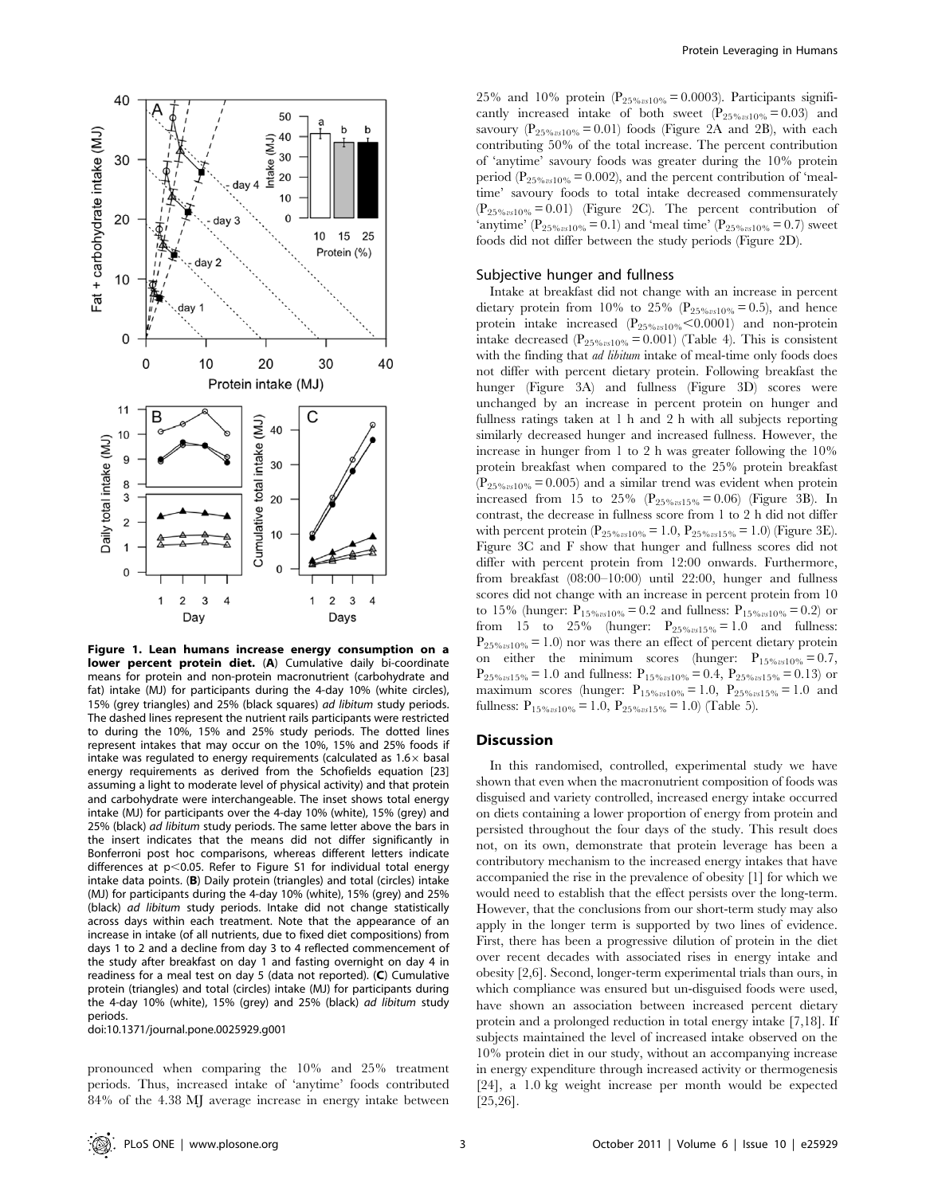**Figure 1. Lean humans increase energy consumption on a lower percent protein diet.** (**A**) Cumulative daily bi-coordinate means for protein and non-protein macronutrient (carbohydrate and fat) intake (MJ) for participants during the 4-day 10% (white circles), 15% (grey triangles) and 25% (black squares) *ad libitum* study periods. The dashed lines represent the nutrient rails participants were restricted to during the 10%, 15% and 25% study periods. The dotted lines represent intakes that may occur on the 10%, 15% and 25% foods if intake was regulated to energy requirements (calculated as 1.6× basal energy requirements as derived from the Schofields equation [23] assuming a light to moderate level of physical activity) and that protein and carbohydrate were interchangeable. The inset shows total energy intake (MJ) for participants over the 4-day 10% (white), 15% (grey) and 25% (black) *ad libitum* study periods. The same letter above the bars in the insert indicates that the means did not differ significantly in Bonferroni post hoc comparisons, whereas different letters indicate differences at $p<0.05$. Refer to Figure S1 for individual total energy intake data points. (**B**) Daily protein (triangles) and total (circles) intake (MJ) for participants during the 4-day 10% (white), 15% (grey) and 25% (black) *ad libitum* study periods. Intake did not change statistically across days within each treatment. Note that the appearance of an increase in intake (of all nutrients, due to fixed diet compositions) from days 1 to 2 and a decline from day 3 to 4 reflected commencement of the study after breakfast on day 1 and fasting overnight on day 4 in readiness for a meal test on day 5 (data not reported). (**C**) Cumulative protein (triangles) and total (circles) intake (MJ) for participants during the 4-day 10% (white), 15% (grey) and 25% (black) *ad libitum* study periods.
doi:10.1371/journal.pone.0025929.g001

pronounced when comparing the 10% and 25% treatment periods. Thus, increased intake of 'anytime' foods contributed 84% of the 4.38 MJ average increase in energy intake between 25% and 10% protein ($P_{25\% vs 10\%} = 0.0003$). Participants significantly increased intake of both sweet ($P_{25\% vs 10\%} = 0.03$) and savoury ($P_{25\% vs 10\%} = 0.01$) foods (Figure 2A and 2B), with each contributing 50% of the total increase. The percent contribution of 'anytime' savoury foods was greater during the 10% protein period ($P_{25\% vs 10\%} = 0.002$), and the percent contribution of 'meal-time' savoury foods to total intake decreased commensurately ($P_{25\% vs 10\%} = 0.01$) (Figure 2C). The percent contribution of 'anytime' ($P_{25\% vs 10\%} = 0.1$) and 'meal time' ($P_{25\% vs 10\%} = 0.7$) sweet foods did not differ between the study periods (Figure 2D).

## Subjective hunger and fullness

Intake at breakfast did not change with an increase in percent dietary protein from 10% to 25% ($P_{25\% vs 10\%} = 0.5$), and hence protein intake increased ($P_{25\% vs 10\%} < 0.0001$) and non-protein intake decreased ($P_{25\% vs 10\%} = 0.001$) (Table 4). This is consistent with the finding that *ad libitum* intake of meal-time only foods does not differ with percent dietary protein. Following breakfast the hunger (Figure 3A) and fullness (Figure 3D) scores were unchanged by an increase in percent protein on hunger and fullness ratings taken at 1 h and 2 h with all subjects reporting similarly decreased hunger and increased fullness. However, the increase in hunger from 1 to 2 h was greater following the 10% protein breakfast when compared to the 25% protein breakfast ($P_{25\% vs 10\%} = 0.005$) and a similar trend was evident when protein increased from 15 to 25% ($P_{25\% vs 15\%} = 0.06$) (Figure 3B). In contrast, the decrease in fullness score from 1 to 2 h did not differ with percent protein ($P_{25\% vs 10\%} = 1.0$, $P_{25\% vs 15\%} = 1.0$) (Figure 3E). Figure 3C and F show that hunger and fullness scores did not differ with percent protein from 12:00 onwards. Furthermore, from breakfast (08:00–10:00) until 22:00, hunger and fullness scores did not change with an increase in percent protein from 10 to 15% (hunger: $P_{15\% vs 10\%} = 0.2$ and fullness: $P_{15\% vs 10\%} = 0.2$) or from 15 to 25% (hunger: $P_{25\% vs 15\%} = 1.0$ and fullness: $P_{25\% vs 10\%} = 1.0$) nor was there an effect of percent dietary protein on either the minimum scores (hunger: $P_{15\% vs 10\%} = 0.7$, $P_{25\% vs 15\%} = 1.0$ and fullness: $P_{15\% vs 10\%} = 0.4$, $P_{25\% vs 15\%} = 0.13$) or maximum scores (hunger: $P_{15\% vs 10\%} = 1.0$, $P_{25\% vs 15\%} = 1.0$ and fullness: $P_{15\% vs 10\%} = 1.0$, $P_{25\% vs 15\%} = 1.0$) (Table 5).

# Discussion

In this randomised, controlled, experimental study we have shown that even when the macronutrient composition of foods was disguised and variety controlled, increased energy intake occurred on diets containing a lower proportion of energy from protein and persisted throughout the four days of the study. This result does not, on its own, demonstrate that protein leverage has been a contributory mechanism to the increased energy intakes that have accompanied the rise in the prevalence of obesity [1] for which we would need to establish that the effect persists over the long-term. However, that the conclusions from our short-term study may also apply in the longer term is supported by two lines of evidence. First, there has been a progressive dilution of protein in the diet over recent decades with associated rises in energy intake and obesity [2,6]. Second, longer-term experimental trials than ours, in which compliance was ensured but un-disguised foods were used, have shown an association between increased percent dietary protein and a prolonged reduction in total energy intake [7,18]. If subjects maintained the level of increased intake observed on the 10% protein diet in our study, without an accompanying increase in energy expenditure through increased activity or thermogenesis [24], a 1.0 kg weight increase per month would be expected [25,26].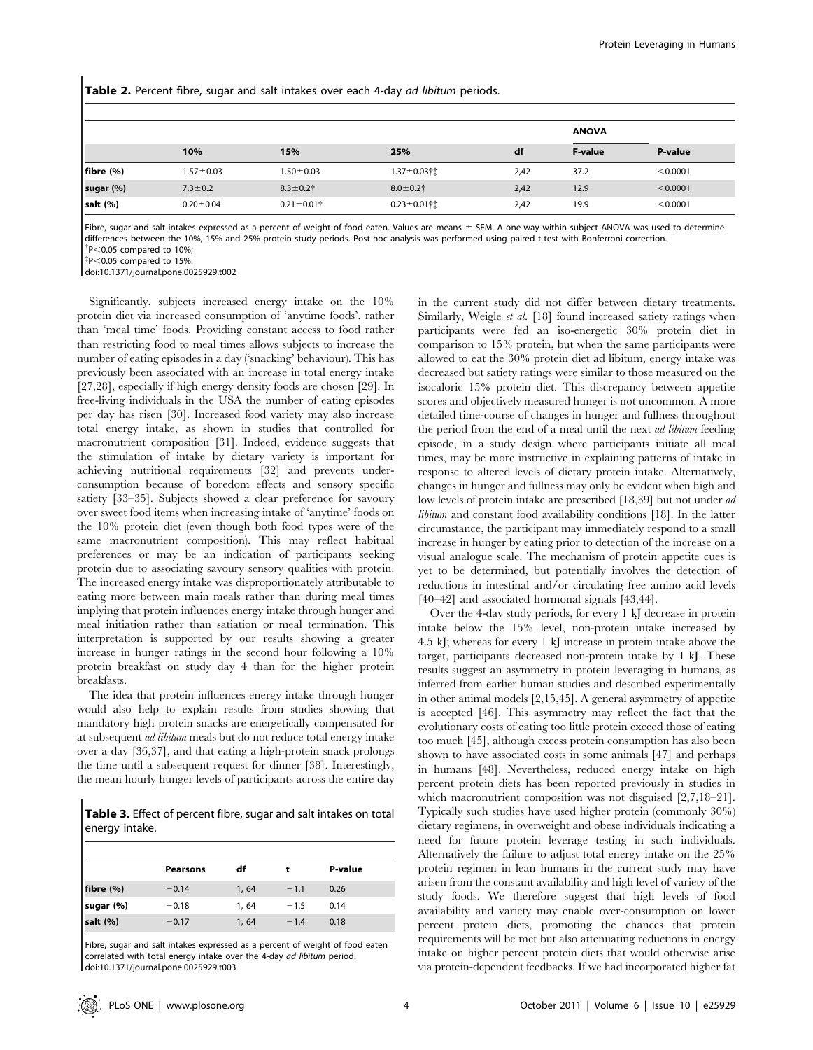**Table 2.** Percent fibre, sugar and salt intakes over each 4-day *ad libitum* periods.

| | 10% | 15% | 25% | df | ANOVA | |
|---|---|---|---|---|---|---|
| | | | | | F-value | P-value |
| fibre (%) | 1.57±0.03 | 1.50±0.03 | 1.37±0.03†‡ | 2,42 | 37.2 | <0.0001 |
| sugar (%) | 7.3±0.2 | 8.3±0.2† | 8.0±0.2† | 2,42 | 12.9 | <0.0001 |
| salt (%) | 0.20±0.04 | 0.21±0.01† | 0.23±0.01†‡ | 2,42 | 19.9 | <0.0001 |

Fibre, sugar and salt intakes expressed as a percent of weight of food eaten. Values are means ± SEM. A one-way within subject ANOVA was used to determine differences between the 10%, 15% and 25% protein study periods. Post-hoc analysis was performed using paired t-test with Bonferroni correction.
†P<0.05 compared to 10%;
‡P<0.05 compared to 15%.
doi:10.1371/journal.pone.0025929.t002

Significantly, subjects increased energy intake on the 10% protein diet via increased consumption of 'anytime foods', rather than 'meal time' foods. Providing constant access to food rather than restricting food to meal times allows subjects to increase the number of eating episodes in a day ('snacking' behaviour). This has previously been associated with an increase in total energy intake [27,28], especially if high energy density foods are chosen [29]. In free-living individuals in the USA the number of eating episodes per day has risen [30]. Increased food variety may also increase total energy intake, as shown in studies that controlled for macronutrient composition [31]. Indeed, evidence suggests that the stimulation of intake by dietary variety is important for achieving nutritional requirements [32] and prevents under-consumption because of boredom effects and sensory specific satiety [33–35]. Subjects showed a clear preference for savoury over sweet food items when increasing intake of 'anytime' foods on the 10% protein diet (even though both food types were of the same macronutrient composition). This may reflect habitual preferences or may be an indication of participants seeking protein due to associating savoury sensory qualities with protein. The increased energy intake was disproportionately attributable to eating more between main meals rather than during meal times implying that protein influences energy intake through hunger and meal initiation rather than satiation or meal termination. This interpretation is supported by our results showing a greater increase in hunger ratings in the second hour following a 10% protein breakfast on study day 4 than for the higher protein breakfasts.

The idea that protein influences energy intake through hunger would also help to explain results from studies showing that mandatory high protein snacks are energetically compensated for at subsequent *ad libitum* meals but do not reduce total energy intake over a day [36,37], and that eating a high-protein snack prolongs the time until a subsequent request for dinner [38]. Interestingly, the mean hourly hunger levels of participants across the entire day in the current study did not differ between dietary treatments. Similarly, Weigle *et al.* [18] found increased satiety ratings when participants were fed an iso-energetic 30% protein diet in comparison to 15% protein, but when the same participants were allowed to eat the 30% protein diet ad libitum, energy intake was decreased but satiety ratings were similar to those measured on the isocaloric 15% protein diet. This discrepancy between appetite scores and objectively measured hunger is not uncommon. A more detailed time-course of changes in hunger and fullness throughout the period from the end of a meal until the next *ad libitum* feeding episode, in a study design where participants initiate all meal times, may be more instructive in explaining patterns of intake in response to altered levels of dietary protein intake. Alternatively, changes in hunger and fullness may only be evident when high and low levels of protein intake are prescribed [18,39] but not under *ad libitum* and constant food availability conditions [18]. In the latter circumstance, the participant may immediately respond to a small increase in hunger by eating prior to detection of the increase on a visual analogue scale. The mechanism of protein appetite cues is yet to be determined, but potentially involves the detection of reductions in intestinal and/or circulating free amino acid levels [40–42] and associated hormonal signals [43,44].

Over the 4-day study periods, for every 1 kJ decrease in protein intake below the 15% level, non-protein intake increased by 4.5 kJ; whereas for every 1 kJ increase in protein intake above the target, participants decreased non-protein intake by 1 kJ. These results suggest an asymmetry in protein leveraging in humans, as inferred from earlier human studies and described experimentally in other animal models [2,15,45]. A general asymmetry of appetite is accepted [46]. This asymmetry may reflect the fact that the evolutionary costs of eating too little protein exceed those of eating too much [45], although excess protein consumption has also been shown to have associated costs in some animals [47] and perhaps in humans [48]. Nevertheless, reduced energy intake on high percent protein diets has been reported previously in studies in which macronutrient composition was not disguised [2,7,18–21]. Typically such studies have used higher protein (commonly 30%) dietary regimens, in overweight and obese individuals indicating a need for future protein leverage testing in such individuals. Alternatively the failure to adjust total energy intake on the 25% protein regimen in lean humans in the current study may have arisen from the constant availability and high level of variety of the study foods. We therefore suggest that high levels of food availability and variety may enable over-consumption on lower percent protein diets, promoting the chances that protein requirements will be met but also attenuating reductions in energy intake on higher percent protein diets that would otherwise arise via protein-dependent feedbacks. If we had incorporated higher fat

**Table 3.** Effect of percent fibre, sugar and salt intakes on total energy intake.

| | Pearsons | df | t | P-value |
|---|---|---|---|---|
| fibre (%) | −0.14 | 1, 64 | −1.1 | 0.26 |
| sugar (%) | −0.18 | 1, 64 | −1.5 | 0.14 |
| salt (%) | −0.17 | 1, 64 | −1.4 | 0.18 |

Fibre, sugar and salt intakes expressed as a percent of weight of food eaten correlated with total energy intake over the 4-day *ad libitum* period.
doi:10.1371/journal.pone.0025929.t003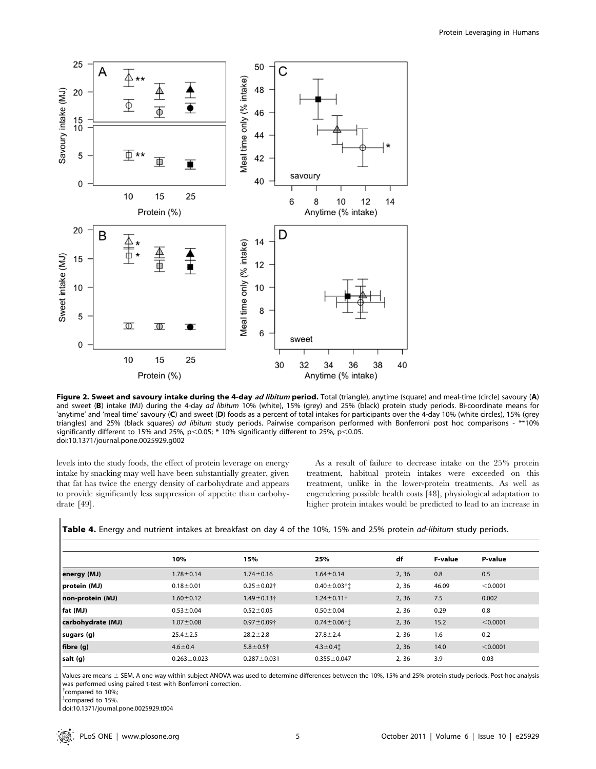**Figure 2. Sweet and savoury intake during the 4-day *ad libitum* period.** Total (triangle), anytime (square) and meal-time (circle) savoury (**A**) and sweet (**B**) intake (MJ) during the 4-day *ad libitum* 10% (white), 15% (grey) and 25% (black) protein study periods. Bi-coordinate means for 'anytime' and 'meal time' savoury (**C**) and sweet (**D**) foods as a percent of total intakes for participants over the 4-day 10% (white circles), 15% (grey triangles) and 25% (black squares) *ad libitum* study periods. Pairwise comparison performed with Bonferroni post hoc comparisons - **10% significantly different to 15% and 25%, $p<0.05$; * 10% significantly different to 25%, $p<0.05$.
doi:10.1371/journal.pone.0025929.g002

levels into the study foods, the effect of protein leverage on energy intake by snacking may well have been substantially greater, given that fat has twice the energy density of carbohydrate and appears to provide significantly less suppression of appetite than carbohydrate [49].

As a result of failure to decrease intake on the 25% protein treatment, habitual protein intakes were exceeded on this treatment, unlike in the lower-protein treatments. As well as engendering possible health costs [48], physiological adaptation to higher protein intakes would be predicted to lead to an increase in

**Table 4.** Energy and nutrient intakes at breakfast on day 4 of the 10%, 15% and 25% protein *ad-libitum* study periods.

| | 10% | 15% | 25% | df | F-value | P-value |
|---|---|---|---|---|---|---|
| energy (MJ) | 1.78±0.14 | 1.74±0.16 | 1.64±0.14 | 2, 36 | 0.8 | 0.5 |
| protein (MJ) | 0.18±0.01 | 0.25±0.02† | 0.40±0.03†‡ | 2, 36 | 46.09 | <0.0001 |
| non-protein (MJ) | 1.60±0.12 | 1.49±0.13† | 1.24±0.11† | 2, 36 | 7.5 | 0.002 |
| fat (MJ) | 0.53±0.04 | 0.52±0.05 | 0.50±0.04 | 2, 36 | 0.29 | 0.8 |
| carbohydrate (MJ) | 1.07±0.08 | 0.97±0.09† | 0.74±0.06†‡ | 2, 36 | 15.2 | <0.0001 |
| sugars (g) | 25.4±2.5 | 28.2±2.8 | 27.8±2.4 | 2, 36 | 1.6 | 0.2 |
| fibre (g) | 4.6±0.4 | 5.8±0.5† | 4.3±0.4‡ | 2, 36 | 14.0 | <0.0001 |
| salt (g) | 0.263±0.023 | 0.287±0.031 | 0.355±0.047 | 2, 36 | 3.9 | 0.03 |

Values are means ± SEM. A one-way within subject ANOVA was used to determine differences between the 10%, 15% and 25% protein study periods. Post-hoc analysis was performed using paired t-test with Bonferroni correction.
†compared to 10%;
‡compared to 15%.
doi:10.1371/journal.pone.0025929.t004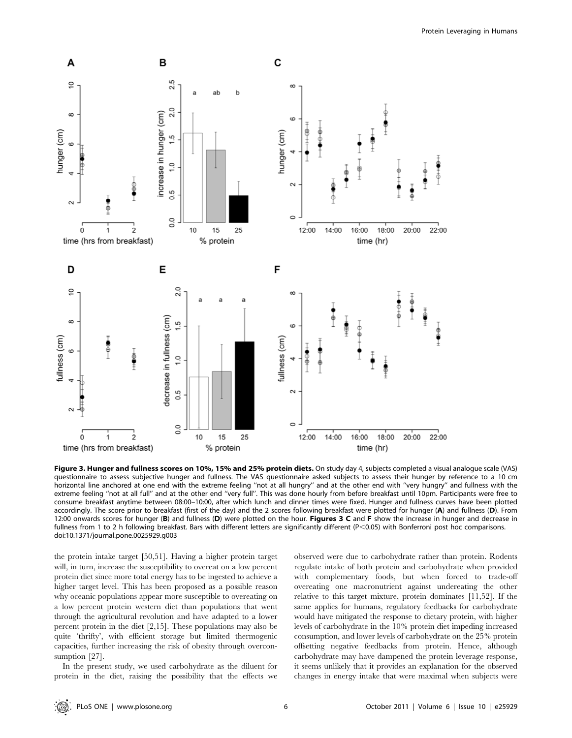**Figure 3. Hunger and fullness scores on 10%, 15% and 25% protein diets.** On study day 4, subjects completed a visual analogue scale (VAS) questionnaire to assess subjective hunger and fullness. The VAS questionnaire asked subjects to assess their hunger by reference to a 10 cm horizontal line anchored at one end with the extreme feeling "not at all hungry" and at the other end with "very hungry" and fullness with the extreme feeling "not at all full" and at the other end "very full". This was done hourly from before breakfast until 10pm. Participants were free to consume breakfast anytime between 08:00–10:00, after which lunch and dinner times were fixed. Hunger and fullness curves have been plotted accordingly. The score prior to breakfast (first of the day) and the 2 scores following breakfast were plotted for hunger (**A**) and fullness (**D**). From 12:00 onwards scores for hunger (**B**) and fullness (**D**) were plotted on the hour. **Figures 3 C** and **F** show the increase in hunger and decrease in fullness from 1 to 2 h following breakfast. Bars with different letters are significantly different ($P<0.05$) with Bonferroni post hoc comparisons.
doi:10.1371/journal.pone.0025929.g003

the protein intake target [50,51]. Having a higher protein target will, in turn, increase the susceptibility to overeat on a low percent protein diet since more total energy has to be ingested to achieve a higher target level. This has been proposed as a possible reason why oceanic populations appear more susceptible to overeating on a low percent protein western diet than populations that went through the agricultural revolution and have adapted to a lower percent protein in the diet [2,15]. These populations may also be quite 'thrifty', with efficient storage but limited thermogenic capacities, further increasing the risk of obesity through overconsumption [27].

In the present study, we used carbohydrate as the diluent for protein in the diet, raising the possibility that the effects we observed were due to carbohydrate rather than protein. Rodents regulate intake of both protein and carbohydrate when provided with complementary foods, but when forced to trade-off overeating one macronutrient against undereating the other relative to this target mixture, protein dominates [11,52]. If the same applies for humans, regulatory feedbacks for carbohydrate would have mitigated the response to dietary protein, with higher levels of carbohydrate in the 10% protein diet impeding increased consumption, and lower levels of carbohydrate on the 25% protein offsetting negative feedbacks from protein. Hence, although carbohydrate may have dampened the protein leverage response, it seems unlikely that it provides an explanation for the observed changes in energy intake that were maximal when subjects were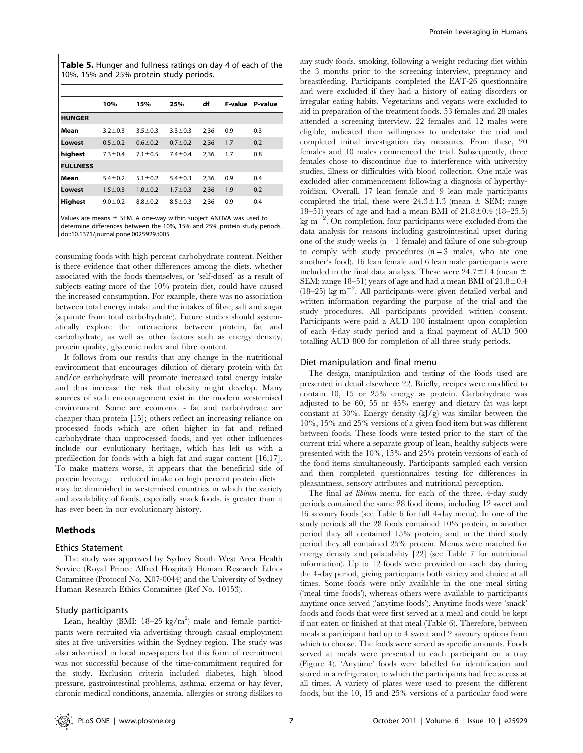**Table 5.** Hunger and fullness ratings on day 4 of each of the 10%, 15% and 25% protein study periods.

| | 10% | 15% | 25% | df | F-value | P-value |
|---|---|---|---|---|---|---|
| **HUNGER** | | | | | | |
| **Mean** | 3.2±0.3 | 3.5±0.3 | 3.3±0.3 | 2,36 | 0.9 | 0.3 |
| **Lowest** | 0.5±0.2 | 0.6±0.2 | 0.7±0.2 | 2,36 | 1.7 | 0.2 |
| **highest** | 7.3±0.4 | 7.1±0.5 | 7.4±0.4 | 2,36 | 1.7 | 0.8 |
| **FULLNESS** | | | | | | |
| **Mean** | 5.4±0.2 | 5.1±0.2 | 5.4±0.3 | 2,36 | 0.9 | 0.4 |
| **Lowest** | 1.5±0.3 | 1.0±0.2 | 1.7±0.3 | 2,36 | 1.9 | 0.2 |
| **Highest** | 9.0±0.2 | 8.8±0.2 | 8.5±0.3 | 2,36 | 0.9 | 0.4 |

Values are means ± SEM. A one-way within subject ANOVA was used to determine differences between the 10%, 15% and 25% protein study periods.
doi:10.1371/journal.pone.0025929.t005

consuming foods with high percent carbohydrate content. Neither is there evidence that other differences among the diets, whether associated with the foods themselves, or 'self-dosed' as a result of subjects eating more of the 10% protein diet, could have caused the increased consumption. For example, there was no association between total energy intake and the intakes of fibre, salt and sugar (separate from total carbohydrate). Future studies should systematically explore the interactions between protein, fat and carbohydrate, as well as other factors such as energy density, protein quality, glycemic index and fibre content.

It follows from our results that any change in the nutritional environment that encourages dilution of dietary protein with fat and/or carbohydrate will promote increased total energy intake and thus increase the risk that obesity might develop. Many sources of such encouragement exist in the modern westernised environment. Some are economic - fat and carbohydrate are cheaper than protein [15]; others reflect an increasing reliance on processed foods which are often higher in fat and refined carbohydrate than unprocessed foods, and yet other influences include our evolutionary heritage, which has left us with a predilection for foods with a high fat and sugar content [16,17]. To make matters worse, it appears that the beneficial side of protein leverage – reduced intake on high percent protein diets – may be diminished in westernised countries in which the variety and availability of foods, especially snack foods, is greater than it has ever been in our evolutionary history.

## Methods

### Ethics Statement

The study was approved by Sydney South West Area Health Service (Royal Prince Alfred Hospital) Human Research Ethics Committee (Protocol No. X07-0044) and the University of Sydney Human Research Ethics Committee (Ref No. 10153).

### Study participants

Lean, healthy (BMI: 18–25 kg/m$^2$) male and female participants were recruited via advertising through casual employment sites at five universities within the Sydney region. The study was also advertised in local newspapers but this form of recruitment was not successful because of the time-commitment required for the study. Exclusion criteria included diabetes, high blood pressure, gastrointestinal problems, asthma, eczema or hay fever, chronic medical conditions, anaemia, allergies or strong dislikes to any study foods, smoking, following a weight reducing diet within the 3 months prior to the screening interview, pregnancy and breastfeeding. Participants completed the EAT-26 questionnaire and were excluded if they had a history of eating disorders or irregular eating habits. Vegetarians and vegans were excluded to aid in preparation of the treatment foods. 53 females and 28 males attended a screening interview. 22 females and 12 males were eligible, indicated their willingness to undertake the trial and completed initial investigation day measures. From these, 20 females and 10 males commenced the trial. Subsequently, three females chose to discontinue due to interference with university studies, illness or difficulties with blood collection. One male was excluded after commencement following a diagnosis of hyperthyroidism. Overall, 17 lean female and 9 lean male participants completed the trial, these were 24.3±1.3 (mean ± SEM; range 18–51) years of age and had a mean BMI of 21.8±0.4 (18–25.5) kg m$^{-2}$. On completion, four participants were excluded from the data analysis for reasons including gastrointestinal upset during one of the study weeks (n = 1 female) and failure of one sub-group to comply with study procedures (n = 3 males, who ate one another's food). 16 lean female and 6 lean male participants were included in the final data analysis. These were 24.7±1.4 (mean ± SEM; range 18–51) years of age and had a mean BMI of 21.8±0.4 (18–25) kg m$^{-2}$. All participants were given detailed verbal and written information regarding the purpose of the trial and the study procedures. All participants provided written consent. Participants were paid a AUD 100 instalment upon completion of each 4-day study period and a final payment of AUD 500 totalling AUD 800 for completion of all three study periods.

### Diet manipulation and final menu

The design, manipulation and testing of the foods used are presented in detail elsewhere 22. Briefly, recipes were modified to contain 10, 15 or 25% energy as protein. Carbohydrate was adjusted to be 60, 55 or 45% energy and dietary fat was kept constant at 30%. Energy density (kJ/g) was similar between the 10%, 15% and 25% versions of a given food item but was different between foods. These foods were tested prior to the start of the current trial where a separate group of lean, healthy subjects were presented with the 10%, 15% and 25% protein versions of each of the food items simultaneously. Participants sampled each version and then completed questionnaires testing for differences in pleasantness, sensory attributes and nutritional perception.

The final *ad libitum* menu, for each of the three, 4-day study periods contained the same 28 food items, including 12 sweet and 16 savoury foods (see Table 6 for full 4-day menu). In one of the study periods all the 28 foods contained 10% protein, in another period they all contained 15% protein, and in the third study period they all contained 25% protein. Menus were matched for energy density and palatability [22] (see Table 7 for nutritional information). Up to 12 foods were provided on each day during the 4-day period, giving participants both variety and choice at all times. Some foods were only available in the one meal sitting ('meal time foods'), whereas others were available to participants anytime once served ('anytime foods'). Anytime foods were 'snack' foods and foods that were first served at a meal and could be kept if not eaten or finished at that meal (Table 6). Therefore, between meals a participant had up to 4 sweet and 2 savoury options from which to choose. The foods were served as specific amounts. Foods served at meals were presented to each participant on a tray (Figure 4). 'Anytime' foods were labelled for identification and stored in a refrigerator, to which the participants had free access at all times. A variety of plates were used to present the different foods, but the 10, 15 and 25% versions of a particular food were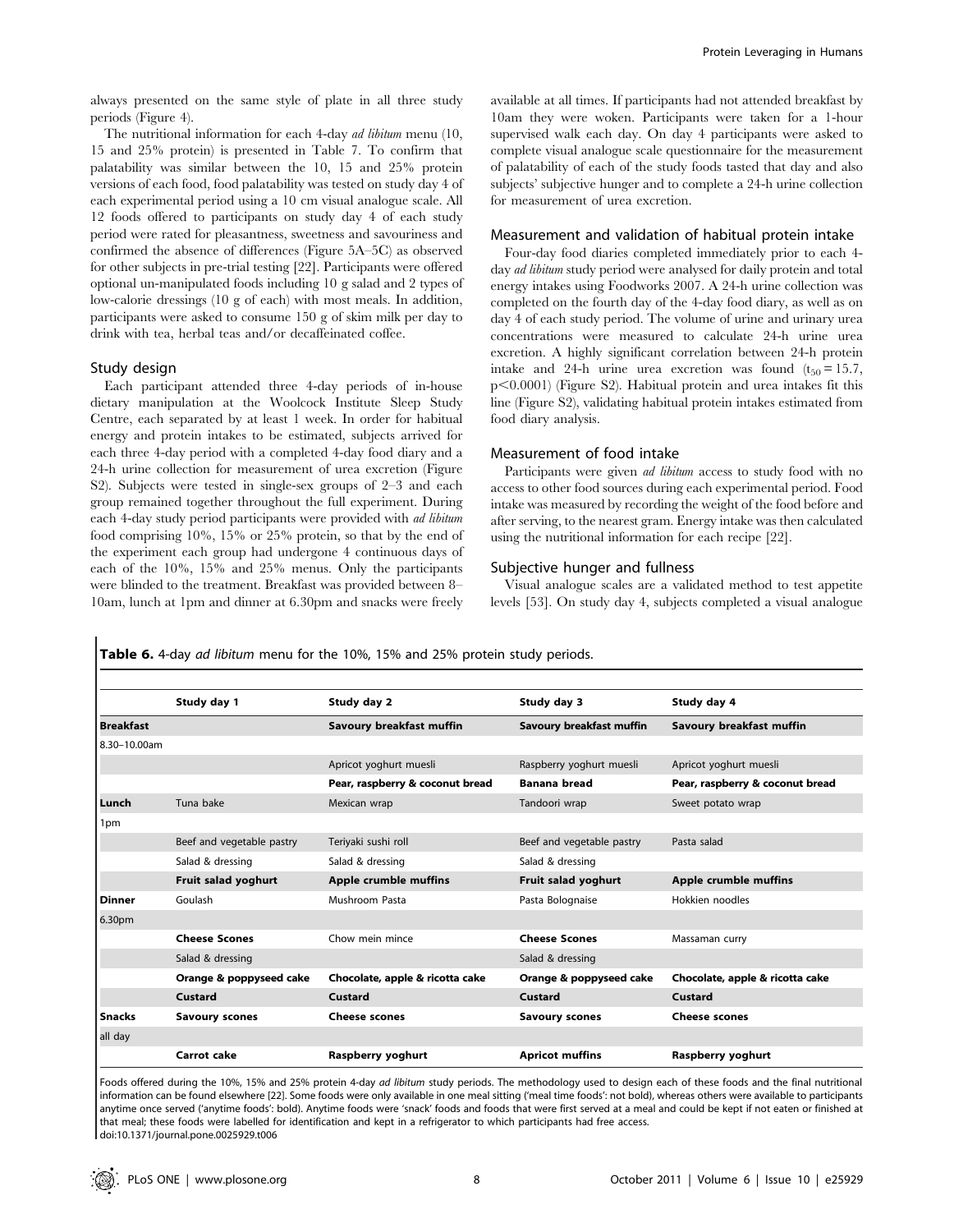always presented on the same style of plate in all three study periods (Figure 4).

The nutritional information for each 4-day *ad libitum* menu (10, 15 and 25% protein) is presented in Table 7. To confirm that palatability was similar between the 10, 15 and 25% protein versions of each food, food palatability was tested on study day 4 of each experimental period using a 10 cm visual analogue scale. All 12 foods offered to participants on study day 4 of each study period were rated for pleasantness, sweetness and savouriness and confirmed the absence of differences (Figure 5A–5C) as observed for other subjects in pre-trial testing [22]. Participants were offered optional un-manipulated foods including 10 g salad and 2 types of low-calorie dressings (10 g of each) with most meals. In addition, participants were asked to consume 150 g of skim milk per day to drink with tea, herbal teas and/or decaffeinated coffee.

### Study design

Each participant attended three 4-day periods of in-house dietary manipulation at the Woolcock Institute Sleep Study Centre, each separated by at least 1 week. In order for habitual energy and protein intakes to be estimated, subjects arrived for each three 4-day period with a completed 4-day food diary and a 24-h urine collection for measurement of urea excretion (Figure S2). Subjects were tested in single-sex groups of 2–3 and each group remained together throughout the full experiment. During each 4-day study period participants were provided with *ad libitum* food comprising 10%, 15% or 25% protein, so that by the end of the experiment each group had undergone 4 continuous days of each of the 10%, 15% and 25% menus. Only the participants were blinded to the treatment. Breakfast was provided between 8–10am, lunch at 1pm and dinner at 6.30pm and snacks were freely available at all times. If participants had not attended breakfast by 10am they were woken. Participants were taken for a 1-hour supervised walk each day. On day 4 participants were asked to complete visual analogue scale questionnaire for the measurement of palatability of each of the study foods tasted that day and also subjects' subjective hunger and to complete a 24-h urine collection for measurement of urea excretion.

### Measurement and validation of habitual protein intake

Four-day food diaries completed immediately prior to each 4-day *ad libitum* study period were analysed for daily protein and total energy intakes using Foodworks 2007. A 24-h urine collection was completed on the fourth day of the 4-day food diary, as well as on day 4 of each study period. The volume of urine and urinary urea concentrations were measured to calculate 24-h urine urea excretion. A highly significant correlation between 24-h protein intake and 24-h urine urea excretion was found ($t_{50} = 15.7$, $p < 0.0001$) (Figure S2). Habitual protein and urea intakes fit this line (Figure S2), validating habitual protein intakes estimated from food diary analysis.

### Measurement of food intake

Participants were given *ad libitum* access to study food with no access to other food sources during each experimental period. Food intake was measured by recording the weight of the food before and after serving, to the nearest gram. Energy intake was then calculated using the nutritional information for each recipe [22].

### Subjective hunger and fullness

Visual analogue scales are a validated method to test appetite levels [53]. On study day 4, subjects completed a visual analogue

**Table 6.** 4-day *ad libitum* menu for the 10%, 15% and 25% protein study periods.

| | Study day 1 | Study day 2 | Study day 3 | Study day 4 |
|---|---|---|---|---|
| **Breakfast** | | **Savoury breakfast muffin** | **Savoury breakfast muffin** | **Savoury breakfast muffin** |
| 8.30–10.00am | | | | |
| | | Apricot yoghurt muesli | Raspberry yoghurt muesli | Apricot yoghurt muesli |
| | | **Pear, raspberry & coconut bread** | **Banana bread** | **Pear, raspberry & coconut bread** |
| **Lunch** | Tuna bake | Mexican wrap | Tandoori wrap | Sweet potato wrap |
| 1pm | | | | |
| | Beef and vegetable pastry | Teriyaki sushi roll | Beef and vegetable pastry | Pasta salad |
| | Salad & dressing | Salad & dressing | Salad & dressing | |
| | **Fruit salad yoghurt** | **Apple crumble muffins** | **Fruit salad yoghurt** | **Apple crumble muffins** |
| **Dinner** | Goulash | Mushroom Pasta | Pasta Bolognaise | Hokkien noodles |
| 6.30pm | | | | |
| | **Cheese Scones** | Chow mein mince | **Cheese Scones** | Massaman curry |
| | Salad & dressing | | Salad & dressing | |
| | **Orange & poppyseed cake** | **Chocolate, apple & ricotta cake** | **Orange & poppyseed cake** | **Chocolate, apple & ricotta cake** |
| | **Custard** | **Custard** | **Custard** | **Custard** |
| **Snacks** | **Savoury scones** | **Cheese scones** | **Savoury scones** | **Cheese scones** |
| all day | | | | |
| | **Carrot cake** | **Raspberry yoghurt** | **Apricot muffins** | **Raspberry yoghurt** |

Foods offered during the 10%, 15% and 25% protein 4-day *ad libitum* study periods. The methodology used to design each of these foods and the final nutritional information can be found elsewhere [22]. Some foods were only available in one meal sitting ('meal time foods': not bold), whereas others were available to participants anytime once served ('anytime foods': bold). Anytime foods were 'snack' foods and foods that were first served at a meal and could be kept if not eaten or finished at that meal; these foods were labelled for identification and kept in a refrigerator to which participants had free access.
doi:10.1371/journal.pone.0025929.t006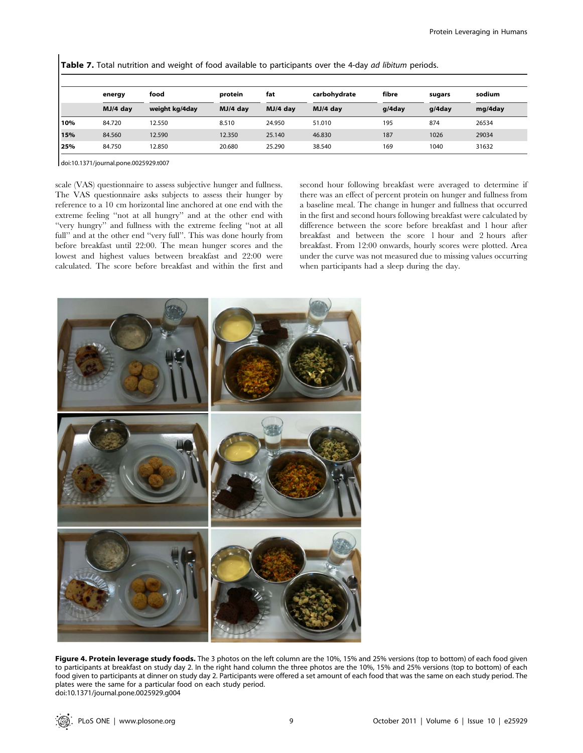**Table 7.** Total nutrition and weight of food available to participants over the 4-day *ad libitum* periods.

| | energy | food | protein | fat | carbohydrate | fibre | sugars | sodium |
|---|---|---|---|---|---|---|---|---|
| | MJ/4 day | weight kg/4day | MJ/4 day | MJ/4 day | MJ/4 day | g/4day | g/4day | mg/4day |
| **10%** | 84.720 | 12.550 | 8.510 | 24.950 | 51.010 | 195 | 874 | 26534 |
| **15%** | 84.560 | 12.590 | 12.350 | 25.140 | 46.830 | 187 | 1026 | 29034 |
| **25%** | 84.750 | 12.850 | 20.680 | 25.290 | 38.540 | 169 | 1040 | 31632 |

doi:10.1371/journal.pone.0025929.t007

scale (VAS) questionnaire to assess subjective hunger and fullness. The VAS questionnaire asks subjects to assess their hunger by reference to a 10 cm horizontal line anchored at one end with the extreme feeling "not at all hungry" and at the other end with "very hungry" and fullness with the extreme feeling "not at all full" and at the other end "very full". This was done hourly from before breakfast until 22:00. The mean hunger scores and the lowest and highest values between breakfast and 22:00 were calculated. The score before breakfast and within the first and second hour following breakfast were averaged to determine if there was an effect of percent protein on hunger and fullness from a baseline meal. The change in hunger and fullness that occurred in the first and second hours following breakfast were calculated by difference between the score before breakfast and 1 hour after breakfast and between the score 1 hour and 2 hours after breakfast. From 12:00 onwards, hourly scores were plotted. Area under the curve was not measured due to missing values occurring when participants had a sleep during the day.

**Figure 4. Protein leverage study foods.** The 3 photos on the left column are the 10%, 15% and 25% versions (top to bottom) of each food given to participants at breakfast on study day 2. In the right hand column the three photos are the 10%, 15% and 25% versions (top to bottom) of each food given to participants at dinner on study day 2. Participants were offered a set amount of each food that was the same on each study period. The plates were the same for a particular food on each study period.
doi:10.1371/journal.pone.0025929.g004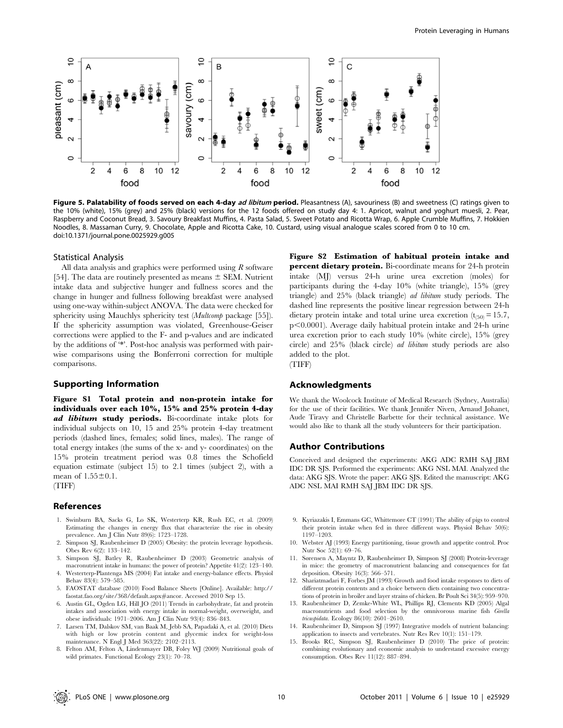**Figure 5. Palatability of foods served on each 4-day *ad libitum* period.** Pleasantness (A), savouriness (B) and sweetness (C) ratings given to the 10% (white), 15% (grey) and 25% (black) versions for the 12 foods offered on study day 4: 1. Apricot, walnut and yoghurt muesli, 2. Pear, Raspberry and Coconut Bread, 3. Savoury Breakfast Muffins, 4. Pasta Salad, 5. Sweet Potato and Ricotta Wrap, 6. Apple Crumble Muffins, 7. Hokkien Noodles, 8. Massaman Curry, 9. Chocolate, Apple and Ricotta Cake, 10. Custard, using visual analogue scales scored from 0 to 10 cm.
doi:10.1371/journal.pone.0025929.g005

### Statistical Analysis

All data analysis and graphics were performed using *R* software [54]. The data are routinely presented as means ± SEM. Nutrient intake data and subjective hunger and fullness scores and the change in hunger and fullness following breakfast were analysed using one-way within-subject ANOVA. The data were checked for sphericity using Mauchlys sphericity test (*Multcomp* package [55]). If the sphericity assumption was violated, Greenhouse-Geiser corrections were applied to the F- and p-values and are indicated by the additions of '*'. Post-hoc analysis was performed with pair-wise comparisons using the Bonferroni correction for multiple comparisons.

## Supporting Information

**Figure S1 Total protein and non-protein intake for individuals over each 10%, 15% and 25% protein 4-day *ad libitum* study periods.** Bi-coordinate intake plots for individual subjects on 10, 15 and 25% protein 4-day treatment periods (dashed lines, females; solid lines, males). The range of total energy intakes (the sums of the x- and y- coordinates) on the 15% protein treatment period was 0.8 times the Schofield equation estimate (subject 15) to 2.1 times (subject 2), with a mean of $1.55 \pm 0.1$.
(TIFF)

**Figure S2 Estimation of habitual protein intake and percent dietary protein.** Bi-coordinate means for 24-h protein intake (MJ) versus 24-h urine urea excretion (moles) for participants during the 4-day 10% (white triangle), 15% (grey triangle) and 25% (black triangle) *ad libitum* study periods. The dashed line represents the positive linear regression between 24-h dietary protein intake and total urine urea excretion ($t_{(50)} = 15.7$, $p < 0.0001$). Average daily habitual protein intake and 24-h urine urea excretion prior to each study 10% (white circle), 15% (grey circle) and 25% (black circle) *ad libitum* study periods are also added to the plot.
(TIFF)

## Acknowledgments

We thank the Woolcock Institute of Medical Research (Sydney, Australia) for the use of their facilities. We thank Jennifer Niven, Arnaud Johanet, Aude Tiravy and Christelle Barbette for their technical assistance. We would also like to thank all the study volunteers for their participation.

## Author Contributions

Conceived and designed the experiments: AKG ADC RMH SAJ JBM IDC DR SJS. Performed the experiments: AKG NSL MAI. Analyzed the data: AKG SJS. Wrote the paper: AKG SJS. Edited the manuscript: AKG ADC NSL MAI RMH SAJ JBM IDC DR SJS.

## References

1. Swinburn BA, Sacks G, Lo SK, Westerterp KR, Rush EC, et al. (2009) Estimating the changes in energy flux that characterize the rise in obesity prevalence. Am J Clin Nutr 89(6): 1723–1728.
2. Simpson SJ, Raubenheimer D (2005) Obesity: the protein leverage hypothesis. Obes Rev 6(2): 133–142.
3. Simpson SJ, Batley R, Raubenheimer D (2003) Geometric analysis of macronutrient intake in humans: the power of protein? Appetite 41(2): 123–140.
4. Westerterp-Plantenga MS (2004) Fat intake and energy-balance effects. Physiol Behav 83(4): 579–585.
5. FAOSTAT database (2010) Food Balance Sheets [Online]. Available: http://faostat.fao.org/site/368/default.aspx#ancor. Accessed 2010 Sep 15.
6. Austin GL, Ogden LG, Hill JO (2011) Trends in carbohydrate, fat and protein intakes and association with energy intake in normal-weight, overweight, and obese individuals: 1971–2006. Am J Clin Nutr 93(4): 836–843.
7. Larsen TM, Dalskov SM, van Baak M, Jebb SA, Papadaki A, et al. (2010) Diets with high or low protein content and glycemic index for weight-loss maintenance. N Engl J Med 363(22): 2102–2113.
8. Felton AM, Felton A, Lindenmayer DB, Foley WJ (2009) Nutritional goals of wild primates. Functional Ecology 23(1): 70–78.
9. Kyriazakis I, Emmans GC, Whittemore CT (1991) The ability of pigs to control their protein intake when fed in three different ways. Physiol Behav 50(6): 1197–1203.
10. Webster AJ (1993) Energy partitioning, tissue growth and appetite control. Proc Nutr Soc 52(1): 69–76.
11. Sørensen A, Mayntz D, Raubenheimer D, Simpson SJ (2008) Protein-leverage in mice: the geometry of macronutrient balancing and consequences for fat deposition. Obesity 16(3): 566–571.
12. Shariatmadari F, Forbes JM (1993) Growth and food intake responses to diets of different protein contents and a choice between diets containing two concentrations of protein in broiler and layer strains of chicken. Br Poult Sci 34(5): 959–970.
13. Raubenheimer D, Zemke-White WL, Phillips RJ, Clements KD (2005) Algal macronutrients and food selection by the omnivorous marine fish *Girella tricuspidata*. Ecology 86(10): 2601–2610.
14. Raubenheimer D, Simpson SJ (1997) Integrative models of nutrient balancing: application to insects and vertebrates. Nutr Res Rev 10(1): 151–179.
15. Brooks RC, Simpson SJ, Raubenheimer D (2010) The price of protein: combining evolutionary and economic analysis to understand excessive energy consumption. Obes Rev 11(12): 887–894.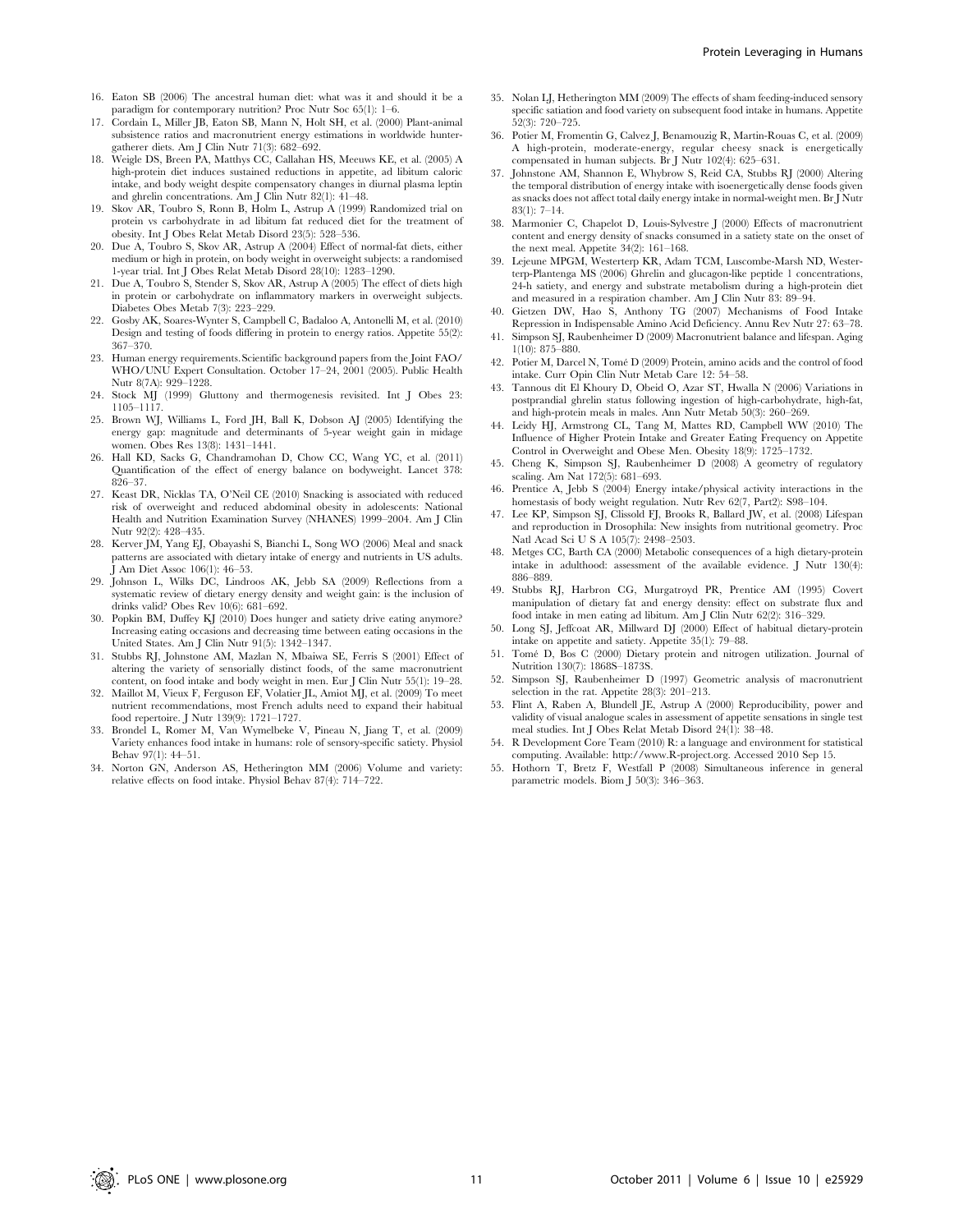16. Eaton SB (2006) The ancestral human diet: what was it and should it be a paradigm for contemporary nutrition? Proc Nutr Soc 65(1): 1–6.
17. Cordain L, Miller JB, Eaton SB, Mann N, Holt SH, et al. (2000) Plant-animal subsistence ratios and macronutrient energy estimations in worldwide hunter-gatherer diets. Am J Clin Nutr 71(3): 682–692.
18. Weigle DS, Breen PA, Matthys CC, Callahan HS, Meeuws KE, et al. (2005) A high-protein diet induces sustained reductions in appetite, ad libitum caloric intake, and body weight despite compensatory changes in diurnal plasma leptin and ghrelin concentrations. Am J Clin Nutr 82(1): 41–48.
19. Skov AR, Toubro S, Ronn B, Holm L, Astrup A (1999) Randomized trial on protein vs carbohydrate in ad libitum fat reduced diet for the treatment of obesity. Int J Obes Relat Metab Disord 23(5): 528–536.
20. Due A, Toubro S, Skov AR, Astrup A (2004) Effect of normal-fat diets, either medium or high in protein, on body weight in overweight subjects: a randomised 1-year trial. Int J Obes Relat Metab Disord 28(10): 1283–1290.
21. Due A, Toubro S, Stender S, Skov AR, Astrup A (2005) The effect of diets high in protein or carbohydrate on inflammatory markers in overweight subjects. Diabetes Obes Metab 7(3): 223–229.
22. Gosby AK, Soares-Wynter S, Campbell C, Badaloo A, Antonelli M, et al. (2010) Design and testing of foods differing in protein to energy ratios. Appetite 55(2): 367–370.
23. Human energy requirements.Scientific background papers from the Joint FAO/WHO/UNU Expert Consultation. October 17–24, 2001 (2005). Public Health Nutr 8(7A): 929–1228.
24. Stock MJ (1999) Gluttony and thermogenesis revisited. Int J Obes 23: 1105–1117.
25. Brown WJ, Williams L, Ford JH, Ball K, Dobson AJ (2005) Identifying the energy gap: magnitude and determinants of 5-year weight gain in midage women. Obes Res 13(8): 1431–1441.
26. Hall KD, Sacks G, Chandramohan D, Chow CC, Wang YC, et al. (2011) Quantification of the effect of energy balance on bodyweight. Lancet 378: 826–37.
27. Keast DR, Nicklas TA, O'Neil CE (2010) Snacking is associated with reduced risk of overweight and reduced abdominal obesity in adolescents: National Health and Nutrition Examination Survey (NHANES) 1999–2004. Am J Clin Nutr 92(2): 428–435.
28. Kerver JM, Yang EJ, Obayashi S, Bianchi L, Song WO (2006) Meal and snack patterns are associated with dietary intake of energy and nutrients in US adults. J Am Diet Assoc 106(1): 46–53.
29. Johnson L, Wilks DC, Lindroos AK, Jebb SA (2009) Reflections from a systematic review of dietary energy density and weight gain: is the inclusion of drinks valid? Obes Rev 10(6): 681–692.
30. Popkin BM, Duffey KJ (2010) Does hunger and satiety drive eating anymore? Increasing eating occasions and decreasing time between eating occasions in the United States. Am J Clin Nutr 91(5): 1342–1347.
31. Stubbs RJ, Johnstone AM, Mazlan N, Mbaiwa SE, Ferris S (2001) Effect of altering the variety of sensorially distinct foods, of the same macronutrient content, on food intake and body weight in men. Eur J Clin Nutr 55(1): 19–28.
32. Maillot M, Vieux F, Ferguson EF, Volatier JL, Amiot MJ, et al. (2009) To meet nutrient recommendations, most French adults need to expand their habitual food repertoire. J Nutr 139(9): 1721–1727.
33. Brondel L, Romer M, Van Wymelbeke V, Pineau N, Jiang T, et al. (2009) Variety enhances food intake in humans: role of sensory-specific satiety. Physiol Behav 97(1): 44–51.
34. Norton GN, Anderson AS, Hetherington MM (2006) Volume and variety: relative effects on food intake. Physiol Behav 87(4): 714–722.
35. Nolan LJ, Hetherington MM (2009) The effects of sham feeding-induced sensory specific satiation and food variety on subsequent food intake in humans. Appetite 52(3): 720–725.
36. Potier M, Fromentin G, Calvez J, Benamouzig R, Martin-Rouas C, et al. (2009) A high-protein, moderate-energy, regular cheesy snack is energetically compensated in human subjects. Br J Nutr 102(4): 625–631.
37. Johnstone AM, Shannon E, Whybrow S, Reid CA, Stubbs RJ (2000) Altering the temporal distribution of energy intake with isoenergetically dense foods given as snacks does not affect total daily energy intake in normal-weight men. Br J Nutr 83(1): 7–14.
38. Marmonier C, Chapelot D, Louis-Sylvestre J (2000) Effects of macronutrient content and energy density of snacks consumed in a satiety state on the onset of the next meal. Appetite 34(2): 161–168.
39. Lejeune MPGM, Westerterp KR, Adam TCM, Luscombe-Marsh ND, Westerterp-Plantenga MS (2006) Ghrelin and glucagon-like peptide 1 concentrations, 24-h satiety, and energy and substrate metabolism during a high-protein diet and measured in a respiration chamber. Am J Clin Nutr 83: 89–94.
40. Gietzen DW, Hao S, Anthony TG (2007) Mechanisms of Food Intake Repression in Indispensable Amino Acid Deficiency. Annu Rev Nutr 27: 63–78.
41. Simpson SJ, Raubenheimer D (2009) Macronutrient balance and lifespan. Aging 1(10): 875–880.
42. Potier M, Darcel N, Tomé D (2009) Protein, amino acids and the control of food intake. Curr Opin Clin Nutr Metab Care 12: 54–58.
43. Tannous dit El Khoury D, Obeid O, Azar ST, Hwalla N (2006) Variations in postprandial ghrelin status following ingestion of high-carbohydrate, high-fat, and high-protein meals in males. Ann Nutr Metab 50(3): 260–269.
44. Leidy HJ, Armstrong CL, Tang M, Mattes RD, Campbell WW (2010) The Influence of Higher Protein Intake and Greater Eating Frequency on Appetite Control in Overweight and Obese Men. Obesity 18(9): 1725–1732.
45. Cheng K, Simpson SJ, Raubenheimer D (2008) A geometry of regulatory scaling. Am Nat 172(5): 681–693.
46. Prentice A, Jebb S (2004) Energy intake/physical activity interactions in the homestasis of body weight regulation. Nutr Rev 62(7, Part2): S98–104.
47. Lee KP, Simpson SJ, Clissold FJ, Brooks R, Ballard JW, et al. (2008) Lifespan and reproduction in Drosophila: New insights from nutritional geometry. Proc Natl Acad Sci U S A 105(7): 2498–2503.
48. Metges CC, Barth CA (2000) Metabolic consequences of a high dietary-protein intake in adulthood: assessment of the available evidence. J Nutr 130(4): 886–889.
49. Stubbs RJ, Harbron CG, Murgatroyd PR, Prentice AM (1995) Covert manipulation of dietary fat and energy density: effect on substrate flux and food intake in men eating ad libitum. Am J Clin Nutr 62(2): 316–329.
50. Long SJ, Jeffcoat AR, Millward DJ (2000) Effect of habitual dietary-protein intake on appetite and satiety. Appetite 35(1): 79–88.
51. Tomé D, Bos C (2000) Dietary protein and nitrogen utilization. Journal of Nutrition 130(7): 1868S–1873S.
52. Simpson SJ, Raubenheimer D (1997) Geometric analysis of macronutrient selection in the rat. Appetite 28(3): 201–213.
53. Flint A, Raben A, Blundell JE, Astrup A (2000) Reproducibility, power and validity of visual analogue scales in assessment of appetite sensations in single test meal studies. Int J Obes Relat Metab Disord 24(1): 38–48.
54. R Development Core Team (2010) R: a language and environment for statistical computing. Available: http://www.R-project.org. Accessed 2010 Sep 15.
55. Hothorn T, Bretz F, Westfall P (2008) Simultaneous inference in general parametric models. Biom J 50(3): 346–363.